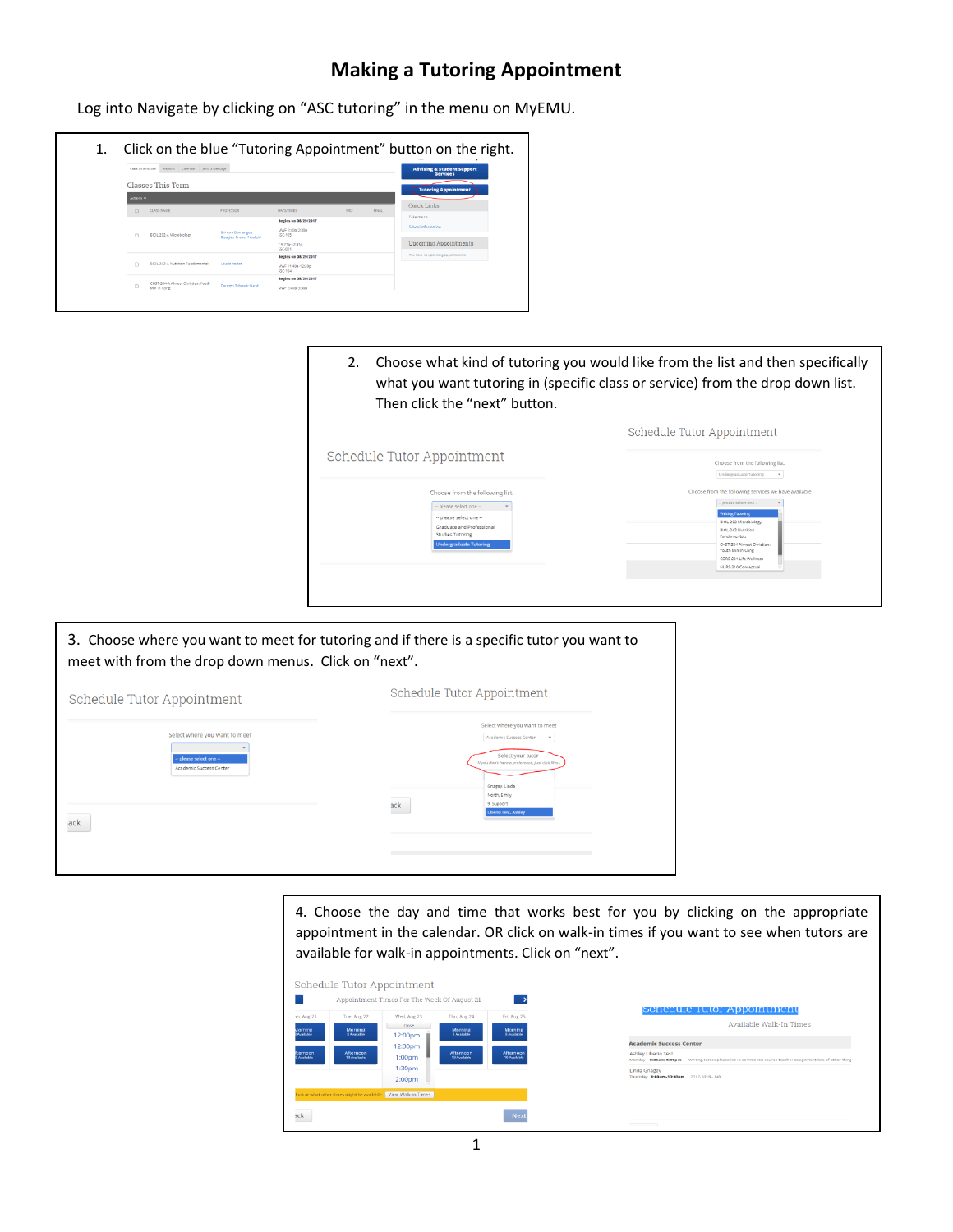# Making a Tutoring Appointment

Log into Navigate by clicking on "ASC tutoring" in the menu on MyEMU.

1. Click on the blue "Tutoring Appointment" button on the right.

2. Choose what kind of tutoring you would like from the list and then specifically what you want tutoring in (specific class or service) from the drop down list. Then click the "next" button.

3. Choose where you want to meet for tutoring and if there is a specific tutor you want to meet with from the drop down menus. Click on "next".

4. Choose the day and time that works best for you by clicking on the appropriate appointment in the calendar. OR click on walk-in times if you want to see when tutors are available for walk-in appointments. Click on "next".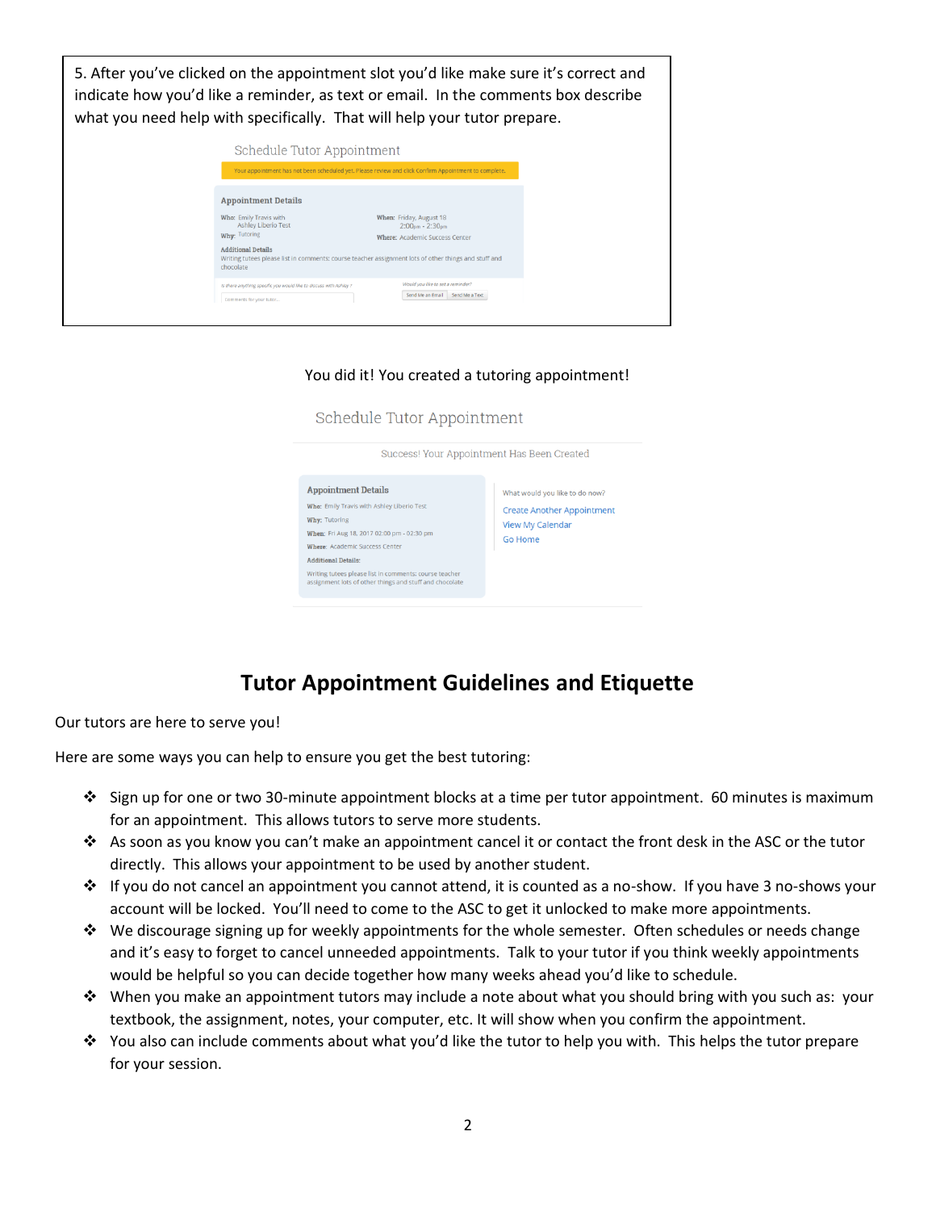5. After you've clicked on the appointment slot you'd like make sure it's correct and indicate how you'd like a reminder, as text or email. In the comments box describe what you need help with specifically. That will help your tutor prepare.

Schedule Tutor Appointment

Your appointment has not been scheduled yet. Please review and click Confirm Appointment to complete.

Appointment Details

Who: Emily Travis with Ashley Liberio Test

Why: Tutoring

When: Friday, August 18 2:00pm - 2:30pm

Where: Academic Success Center

Additional Details

Writing tutees please list in comments: course teacher assignment lots of other things and stuff and chocolate

Is there anything specific you would like to discuss with Ashley?

Comments for your tutor...

Would you like to set a reminder?

Send Me an Email | Send Me a Text

You did it! You created a tutoring appointment!

Schedule Tutor Appointment

Success! Your Appointment Has Been Created

Appointment Details

Who: Emily Travis with Ashley Liberio Test

Why: Tutoring

When: Fri Aug 18, 2017 02:00 pm - 02:30 pm

Where: Academic Success Center

Additional Details:

Writing tutees please list in comments: course teacher assignment lots of other things and stuff and chocolate

What would you like to do now?

Create Another Appointment

View My Calendar

Go Home

## Tutor Appointment Guidelines and Etiquette

Our tutors are here to serve you!

Here are some ways you can help to ensure you get the best tutoring:

- Sign up for one or two 30-minute appointment blocks at a time per tutor appointment. 60 minutes is maximum for an appointment. This allows tutors to serve more students.
- As soon as you know you can't make an appointment cancel it or contact the front desk in the ASC or the tutor directly. This allows your appointment to be used by another student.
- If you do not cancel an appointment you cannot attend, it is counted as a no-show. If you have 3 no-shows your account will be locked. You'll need to come to the ASC to get it unlocked to make more appointments.
- We discourage signing up for weekly appointments for the whole semester. Often schedules or needs change and it's easy to forget to cancel unneeded appointments. Talk to your tutor if you think weekly appointments would be helpful so you can decide together how many weeks ahead you'd like to schedule.
- When you make an appointment tutors may include a note about what you should bring with you such as: your textbook, the assignment, notes, your computer, etc. It will show when you confirm the appointment.
- You also can include comments about what you'd like the tutor to help you with. This helps the tutor prepare for your session.